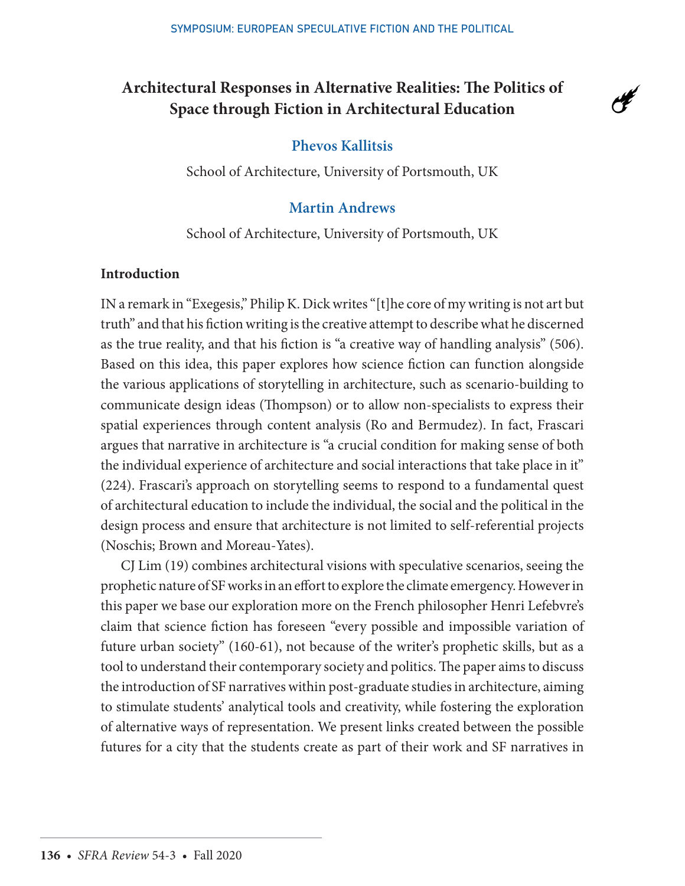# Architectural Responses in Alternative Realities: The Politics of Space through Fiction in Architectural Education

**Phevos Kallitsis**

School of Architecture, University of Portsmouth, UK

**Martin Andrews**

School of Architecture, University of Portsmouth, UK

## Introduction

IN a remark in "Exegesis," Philip K. Dick writes "[t]he core of my writing is not art but truth" and that his fiction writing is the creative attempt to describe what he discerned as the true reality, and that his fiction is "a creative way of handling analysis" (506). Based on this idea, this paper explores how science fiction can function alongside the various applications of storytelling in architecture, such as scenario-building to communicate design ideas (Thompson) or to allow non-specialists to express their spatial experiences through content analysis (Ro and Bermudez). In fact, Frascari argues that narrative in architecture is "a crucial condition for making sense of both the individual experience of architecture and social interactions that take place in it" (224). Frascari's approach on storytelling seems to respond to a fundamental quest of architectural education to include the individual, the social and the political in the design process and ensure that architecture is not limited to self-referential projects (Noschis; Brown and Moreau-Yates).

CJ Lim (19) combines architectural visions with speculative scenarios, seeing the prophetic nature of SF works in an effort to explore the climate emergency. However in this paper we base our exploration more on the French philosopher Henri Lefebvre's claim that science fiction has foreseen "every possible and impossible variation of future urban society" (160-61), not because of the writer's prophetic skills, but as a tool to understand their contemporary society and politics. The paper aims to discuss the introduction of SF narratives within post-graduate studies in architecture, aiming to stimulate students' analytical tools and creativity, while fostering the exploration of alternative ways of representation. We present links created between the possible futures for a city that the students create as part of their work and SF narratives in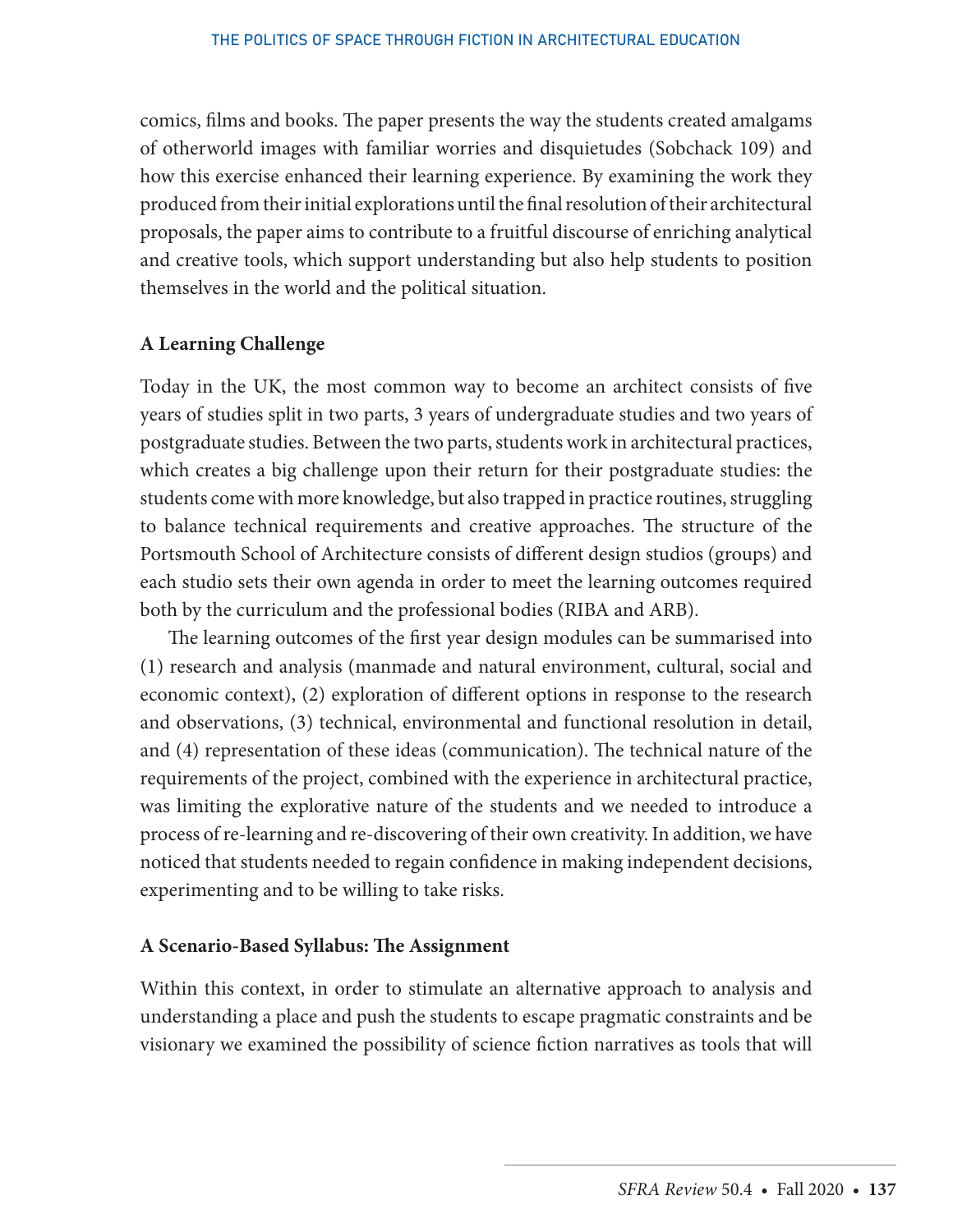comics, films and books. The paper presents the way the students created amalgams of otherworld images with familiar worries and disquietudes (Sobchack 109) and how this exercise enhanced their learning experience. By examining the work they produced from their initial explorations until the final resolution of their architectural proposals, the paper aims to contribute to a fruitful discourse of enriching analytical and creative tools, which support understanding but also help students to position themselves in the world and the political situation.

**A Learning Challenge**

Today in the UK, the most common way to become an architect consists of five years of studies split in two parts, 3 years of undergraduate studies and two years of postgraduate studies. Between the two parts, students work in architectural practices, which creates a big challenge upon their return for their postgraduate studies: the students come with more knowledge, but also trapped in practice routines, struggling to balance technical requirements and creative approaches. The structure of the Portsmouth School of Architecture consists of different design studios (groups) and each studio sets their own agenda in order to meet the learning outcomes required both by the curriculum and the professional bodies (RIBA and ARB).

The learning outcomes of the first year design modules can be summarised into (1) research and analysis (manmade and natural environment, cultural, social and economic context), (2) exploration of different options in response to the research and observations, (3) technical, environmental and functional resolution in detail, and (4) representation of these ideas (communication). The technical nature of the requirements of the project, combined with the experience in architectural practice, was limiting the explorative nature of the students and we needed to introduce a process of re-learning and re-discovering of their own creativity. In addition, we have noticed that students needed to regain confidence in making independent decisions, experimenting and to be willing to take risks.

**A Scenario-Based Syllabus: The Assignment**

Within this context, in order to stimulate an alternative approach to analysis and understanding a place and push the students to escape pragmatic constraints and be visionary we examined the possibility of science fiction narratives as tools that will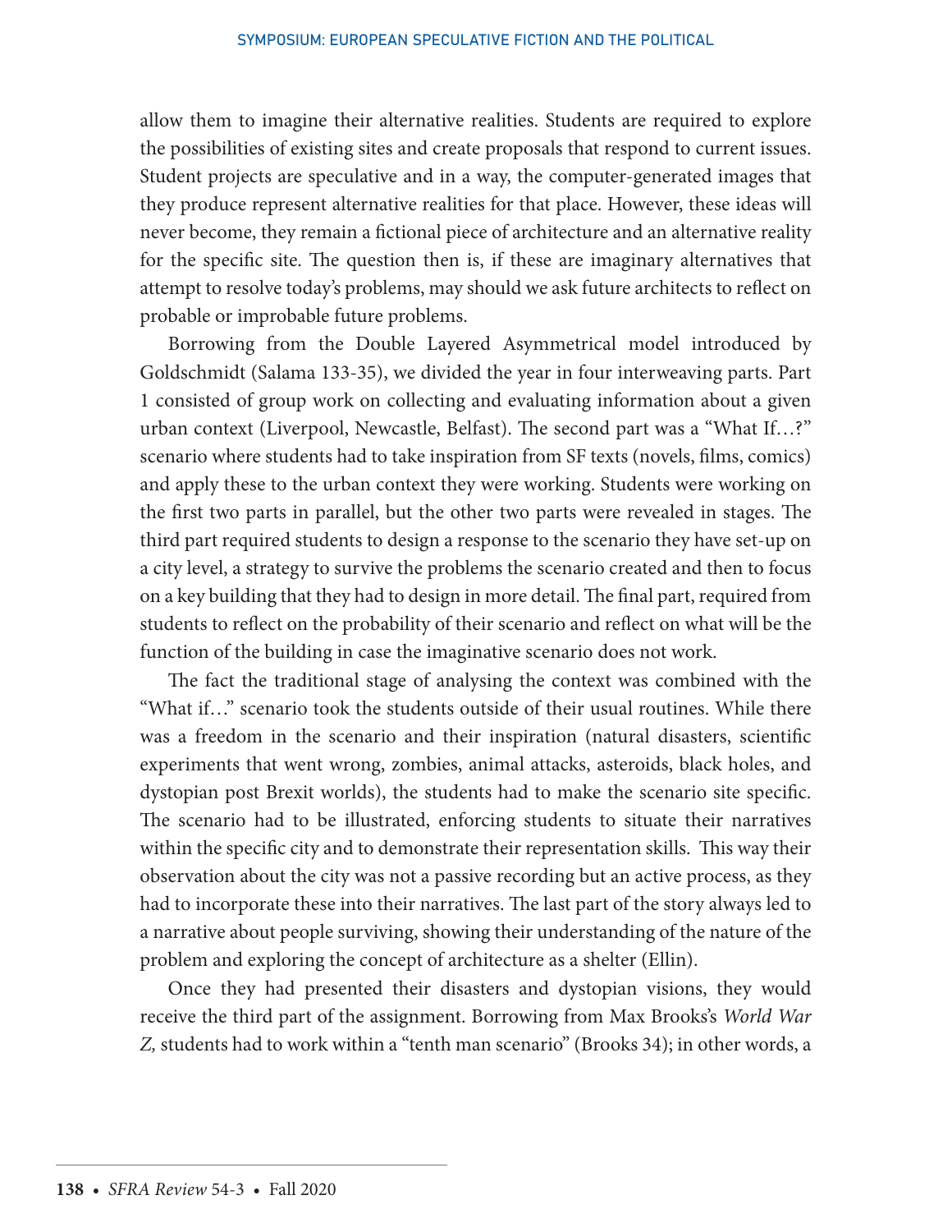allow them to imagine their alternative realities. Students are required to explore the possibilities of existing sites and create proposals that respond to current issues. Student projects are speculative and in a way, the computer-generated images that they produce represent alternative realities for that place. However, these ideas will never become, they remain a fictional piece of architecture and an alternative reality for the specific site. The question then is, if these are imaginary alternatives that attempt to resolve today's problems, may should we ask future architects to reflect on probable or improbable future problems.

Borrowing from the Double Layered Asymmetrical model introduced by Goldschmidt (Salama 133-35), we divided the year in four interweaving parts. Part 1 consisted of group work on collecting and evaluating information about a given urban context (Liverpool, Newcastle, Belfast). The second part was a "What If…?" scenario where students had to take inspiration from SF texts (novels, films, comics) and apply these to the urban context they were working. Students were working on the first two parts in parallel, but the other two parts were revealed in stages. The third part required students to design a response to the scenario they have set-up on a city level, a strategy to survive the problems the scenario created and then to focus on a key building that they had to design in more detail. The final part, required from students to reflect on the probability of their scenario and reflect on what will be the function of the building in case the imaginative scenario does not work.

The fact the traditional stage of analysing the context was combined with the "What if…" scenario took the students outside of their usual routines. While there was a freedom in the scenario and their inspiration (natural disasters, scientific experiments that went wrong, zombies, animal attacks, asteroids, black holes, and dystopian post Brexit worlds), the students had to make the scenario site specific. The scenario had to be illustrated, enforcing students to situate their narratives within the specific city and to demonstrate their representation skills. This way their observation about the city was not a passive recording but an active process, as they had to incorporate these into their narratives. The last part of the story always led to a narrative about people surviving, showing their understanding of the nature of the problem and exploring the concept of architecture as a shelter (Ellin).

Once they had presented their disasters and dystopian visions, they would receive the third part of the assignment. Borrowing from Max Brooks's *World War Z,* students had to work within a "tenth man scenario" (Brooks 34); in other words, a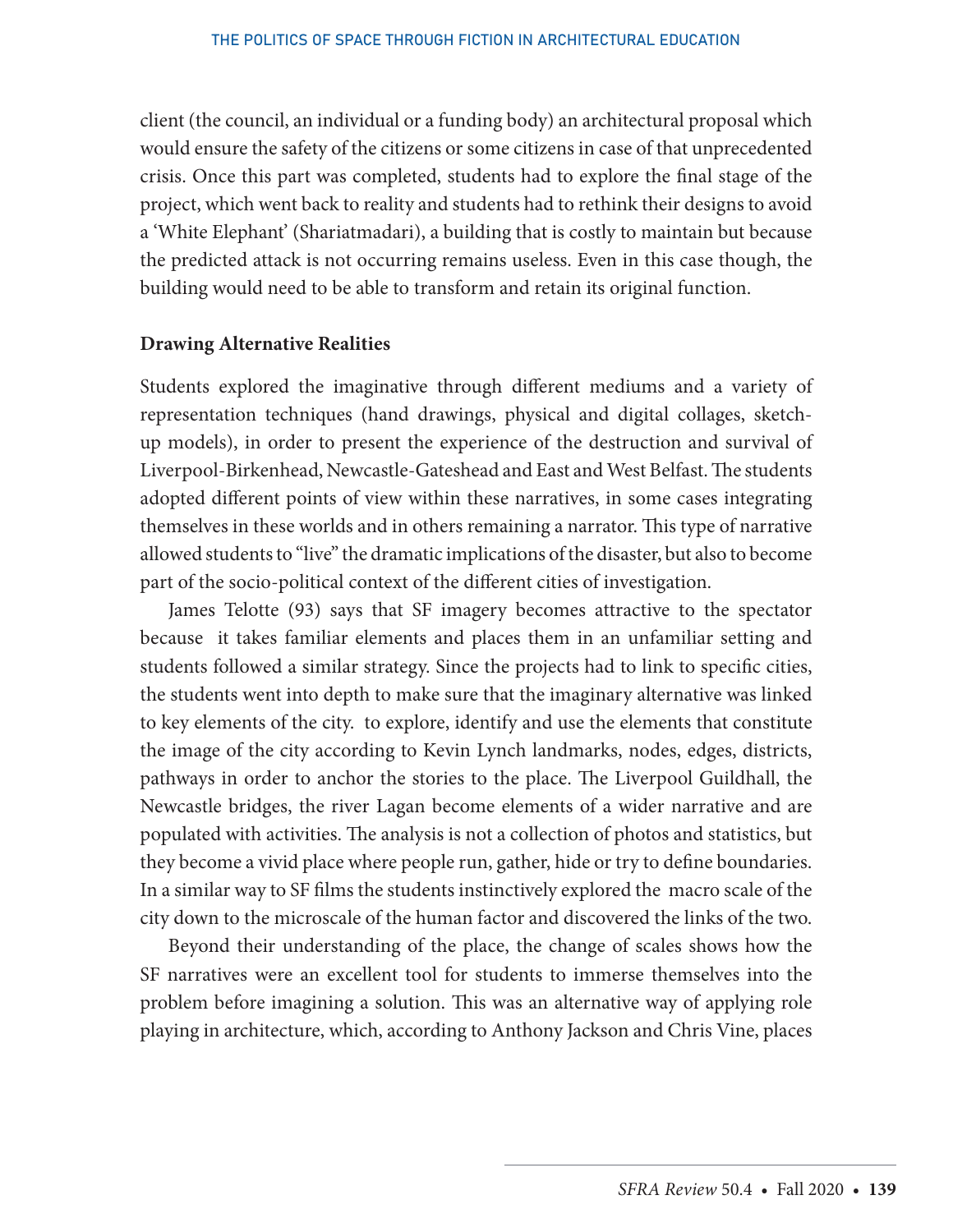client (the council, an individual or a funding body) an architectural proposal which would ensure the safety of the citizens or some citizens in case of that unprecedented crisis. Once this part was completed, students had to explore the final stage of the project, which went back to reality and students had to rethink their designs to avoid a 'White Elephant' (Shariatmadari), a building that is costly to maintain but because the predicted attack is not occurring remains useless. Even in this case though, the building would need to be able to transform and retain its original function.

## Drawing Alternative Realities

Students explored the imaginative through different mediums and a variety of representation techniques (hand drawings, physical and digital collages, sketch-up models), in order to present the experience of the destruction and survival of Liverpool-Birkenhead, Newcastle-Gateshead and East and West Belfast. The students adopted different points of view within these narratives, in some cases integrating themselves in these worlds and in others remaining a narrator. This type of narrative allowed students to "live" the dramatic implications of the disaster, but also to become part of the socio-political context of the different cities of investigation.

James Telotte (93) says that SF imagery becomes attractive to the spectator because it takes familiar elements and places them in an unfamiliar setting and students followed a similar strategy. Since the projects had to link to specific cities, the students went into depth to make sure that the imaginary alternative was linked to key elements of the city. to explore, identify and use the elements that constitute the image of the city according to Kevin Lynch landmarks, nodes, edges, districts, pathways in order to anchor the stories to the place. The Liverpool Guildhall, the Newcastle bridges, the river Lagan become elements of a wider narrative and are populated with activities. The analysis is not a collection of photos and statistics, but they become a vivid place where people run, gather, hide or try to define boundaries. In a similar way to SF films the students instinctively explored the macro scale of the city down to the microscale of the human factor and discovered the links of the two.

Beyond their understanding of the place, the change of scales shows how the SF narratives were an excellent tool for students to immerse themselves into the problem before imagining a solution. This was an alternative way of applying role playing in architecture, which, according to Anthony Jackson and Chris Vine, places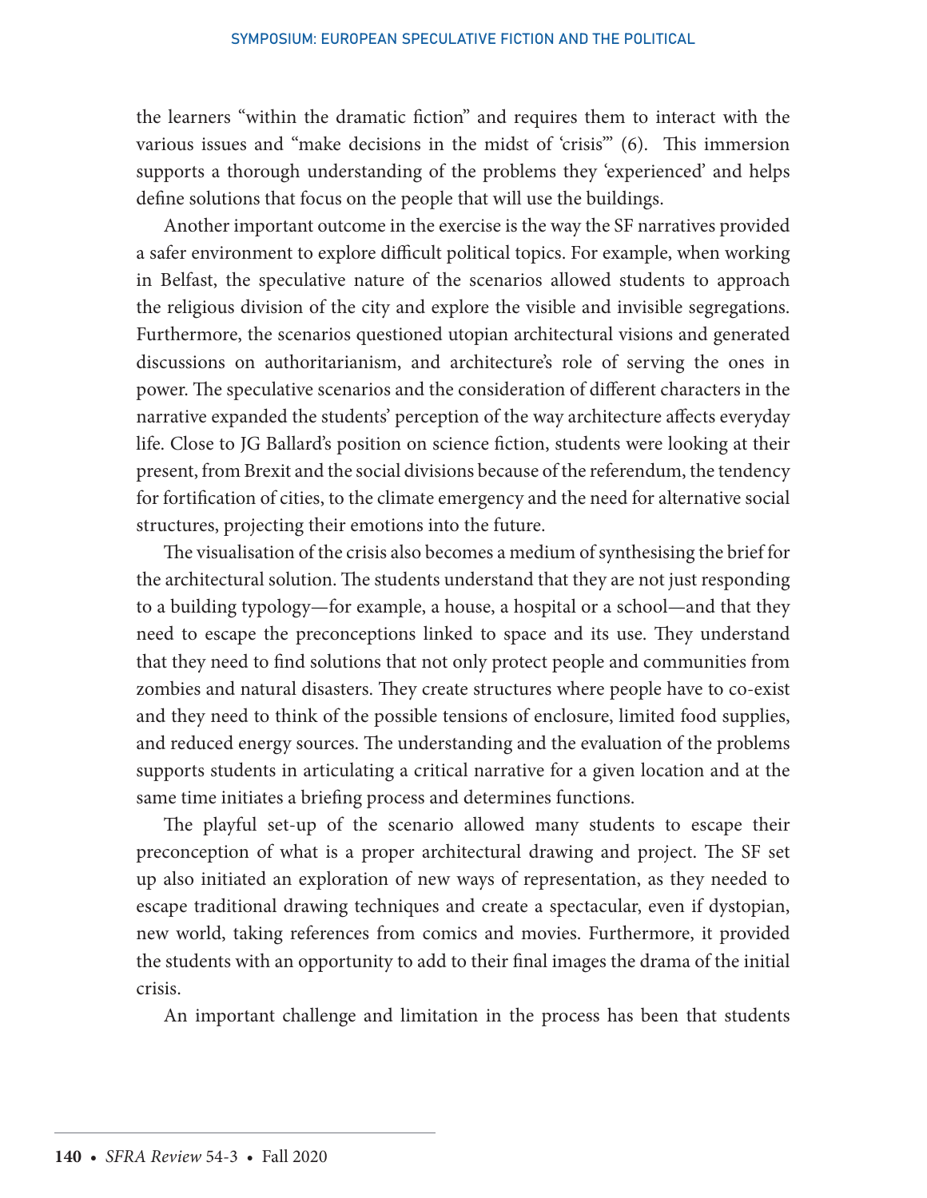the learners "within the dramatic fiction" and requires them to interact with the various issues and "make decisions in the midst of 'crisis'" (6). This immersion supports a thorough understanding of the problems they 'experienced' and helps define solutions that focus on the people that will use the buildings.

Another important outcome in the exercise is the way the SF narratives provided a safer environment to explore difficult political topics. For example, when working in Belfast, the speculative nature of the scenarios allowed students to approach the religious division of the city and explore the visible and invisible segregations. Furthermore, the scenarios questioned utopian architectural visions and generated discussions on authoritarianism, and architecture's role of serving the ones in power. The speculative scenarios and the consideration of different characters in the narrative expanded the students' perception of the way architecture affects everyday life. Close to JG Ballard's position on science fiction, students were looking at their present, from Brexit and the social divisions because of the referendum, the tendency for fortification of cities, to the climate emergency and the need for alternative social structures, projecting their emotions into the future.

The visualisation of the crisis also becomes a medium of synthesising the brief for the architectural solution. The students understand that they are not just responding to a building typology—for example, a house, a hospital or a school—and that they need to escape the preconceptions linked to space and its use. They understand that they need to find solutions that not only protect people and communities from zombies and natural disasters. They create structures where people have to co-exist and they need to think of the possible tensions of enclosure, limited food supplies, and reduced energy sources. The understanding and the evaluation of the problems supports students in articulating a critical narrative for a given location and at the same time initiates a briefing process and determines functions.

The playful set-up of the scenario allowed many students to escape their preconception of what is a proper architectural drawing and project. The SF set up also initiated an exploration of new ways of representation, as they needed to escape traditional drawing techniques and create a spectacular, even if dystopian, new world, taking references from comics and movies. Furthermore, it provided the students with an opportunity to add to their final images the drama of the initial crisis.

An important challenge and limitation in the process has been that students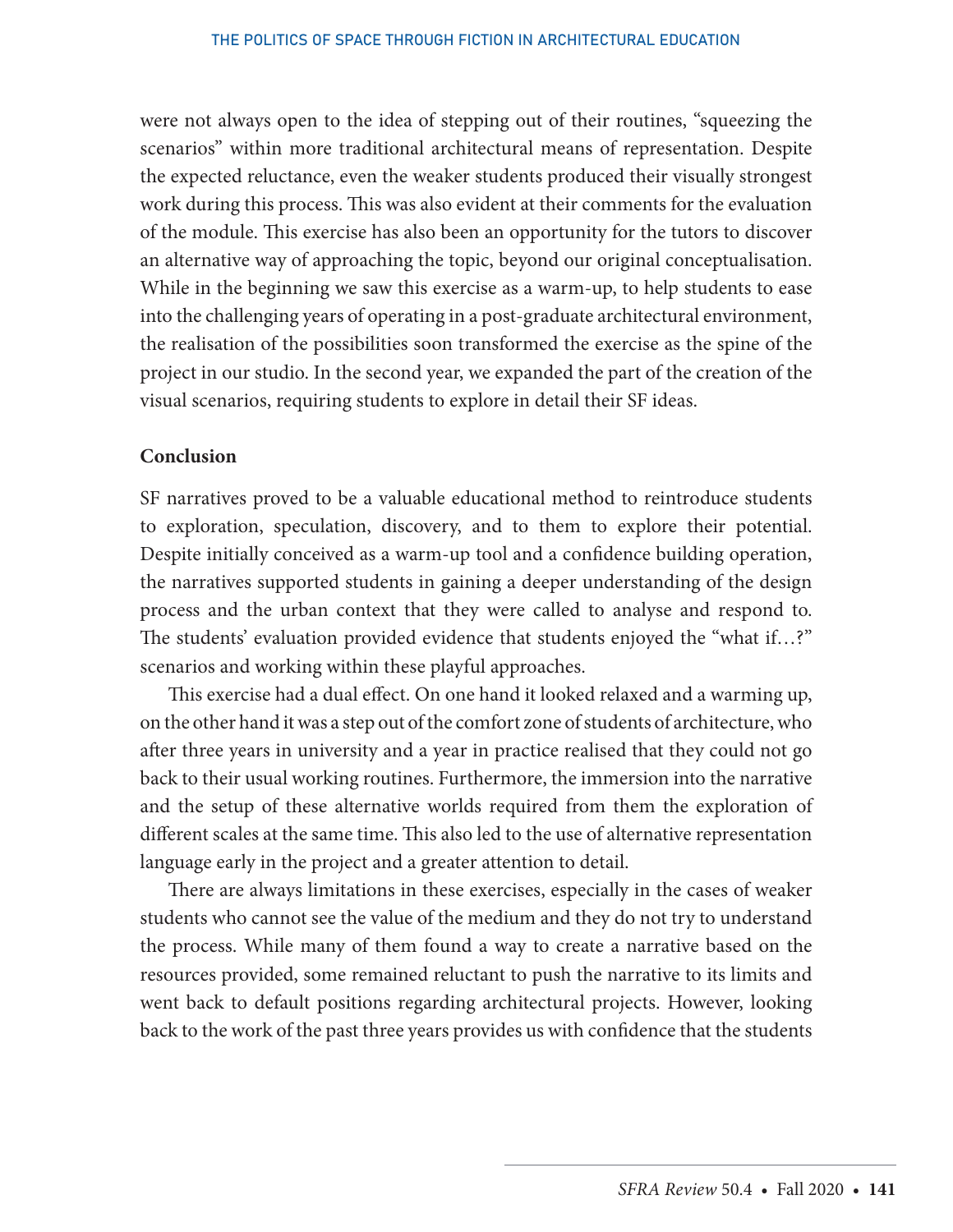were not always open to the idea of stepping out of their routines, "squeezing the scenarios" within more traditional architectural means of representation. Despite the expected reluctance, even the weaker students produced their visually strongest work during this process. This was also evident at their comments for the evaluation of the module. This exercise has also been an opportunity for the tutors to discover an alternative way of approaching the topic, beyond our original conceptualisation. While in the beginning we saw this exercise as a warm-up, to help students to ease into the challenging years of operating in a post-graduate architectural environment, the realisation of the possibilities soon transformed the exercise as the spine of the project in our studio. In the second year, we expanded the part of the creation of the visual scenarios, requiring students to explore in detail their SF ideas.

**Conclusion**

SF narratives proved to be a valuable educational method to reintroduce students to exploration, speculation, discovery, and to them to explore their potential. Despite initially conceived as a warm-up tool and a confidence building operation, the narratives supported students in gaining a deeper understanding of the design process and the urban context that they were called to analyse and respond to. The students' evaluation provided evidence that students enjoyed the "what if…?" scenarios and working within these playful approaches.

This exercise had a dual effect. On one hand it looked relaxed and a warming up, on the other hand it was a step out of the comfort zone of students of architecture, who after three years in university and a year in practice realised that they could not go back to their usual working routines. Furthermore, the immersion into the narrative and the setup of these alternative worlds required from them the exploration of different scales at the same time. This also led to the use of alternative representation language early in the project and a greater attention to detail.

There are always limitations in these exercises, especially in the cases of weaker students who cannot see the value of the medium and they do not try to understand the process. While many of them found a way to create a narrative based on the resources provided, some remained reluctant to push the narrative to its limits and went back to default positions regarding architectural projects. However, looking back to the work of the past three years provides us with confidence that the students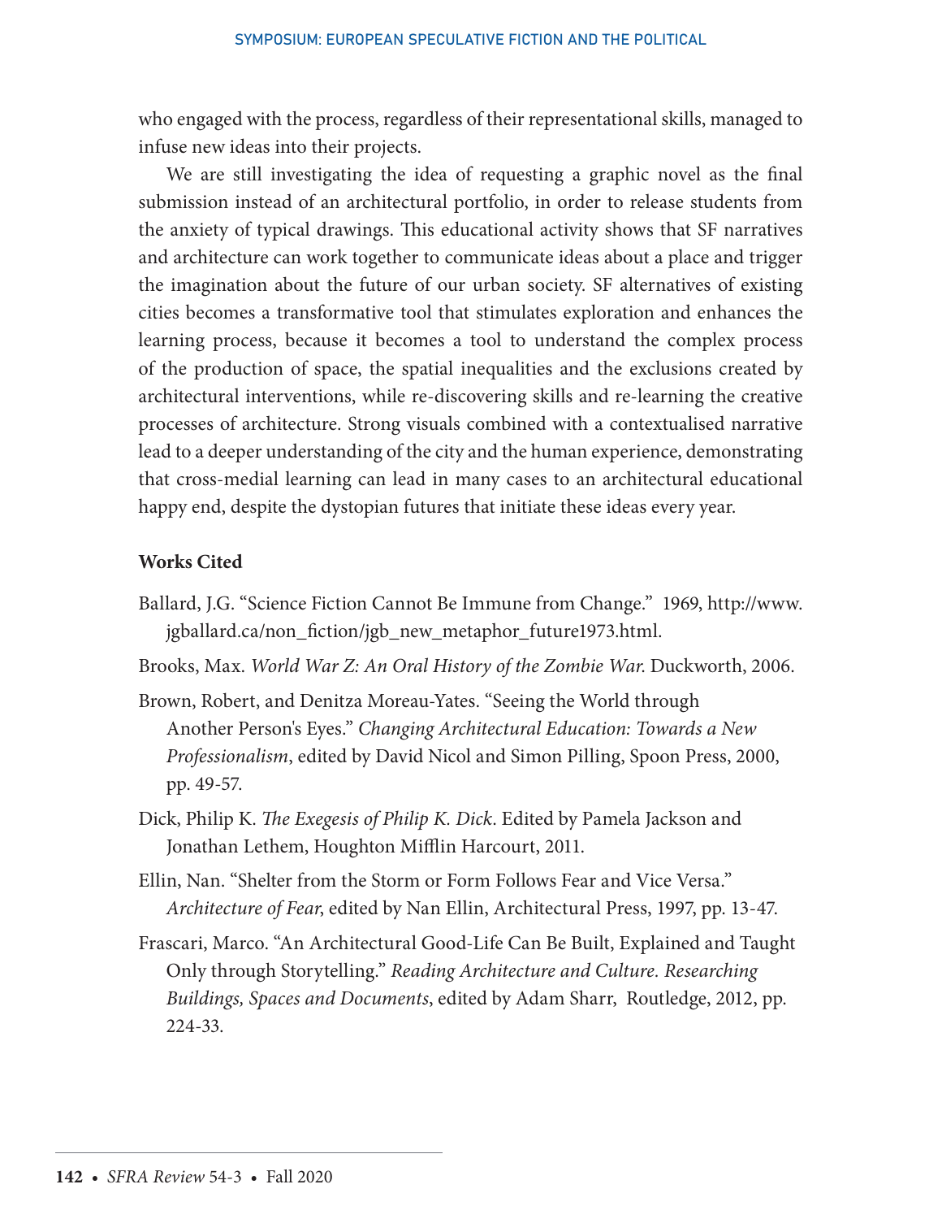who engaged with the process, regardless of their representational skills, managed to infuse new ideas into their projects.

We are still investigating the idea of requesting a graphic novel as the final submission instead of an architectural portfolio, in order to release students from the anxiety of typical drawings. This educational activity shows that SF narratives and architecture can work together to communicate ideas about a place and trigger the imagination about the future of our urban society. SF alternatives of existing cities becomes a transformative tool that stimulates exploration and enhances the learning process, because it becomes a tool to understand the complex process of the production of space, the spatial inequalities and the exclusions created by architectural interventions, while re-discovering skills and re-learning the creative processes of architecture. Strong visuals combined with a contextualised narrative lead to a deeper understanding of the city and the human experience, demonstrating that cross-medial learning can lead in many cases to an architectural educational happy end, despite the dystopian futures that initiate these ideas every year.

### Works Cited

Ballard, J.G. "Science Fiction Cannot Be Immune from Change." 1969, http://www.jgballard.ca/non_fiction/jgb_new_metaphor_future1973.html.

Brooks, Max. *World War Z: An Oral History of the Zombie War*. Duckworth, 2006.

Brown, Robert, and Denitza Moreau-Yates. "Seeing the World through Another Person's Eyes." *Changing Architectural Education: Towards a New Professionalism*, edited by David Nicol and Simon Pilling, Spoon Press, 2000, pp. 49-57.

Dick, Philip K. *The Exegesis of Philip K. Dick*. Edited by Pamela Jackson and Jonathan Lethem, Houghton Mifflin Harcourt, 2011.

Ellin, Nan. "Shelter from the Storm or Form Follows Fear and Vice Versa." *Architecture of Fear*, edited by Nan Ellin, Architectural Press, 1997, pp. 13-47.

Frascari, Marco. "An Architectural Good-Life Can Be Built, Explained and Taught Only through Storytelling." *Reading Architecture and Culture. Researching Buildings, Spaces and Documents*, edited by Adam Sharr, Routledge, 2012, pp. 224-33.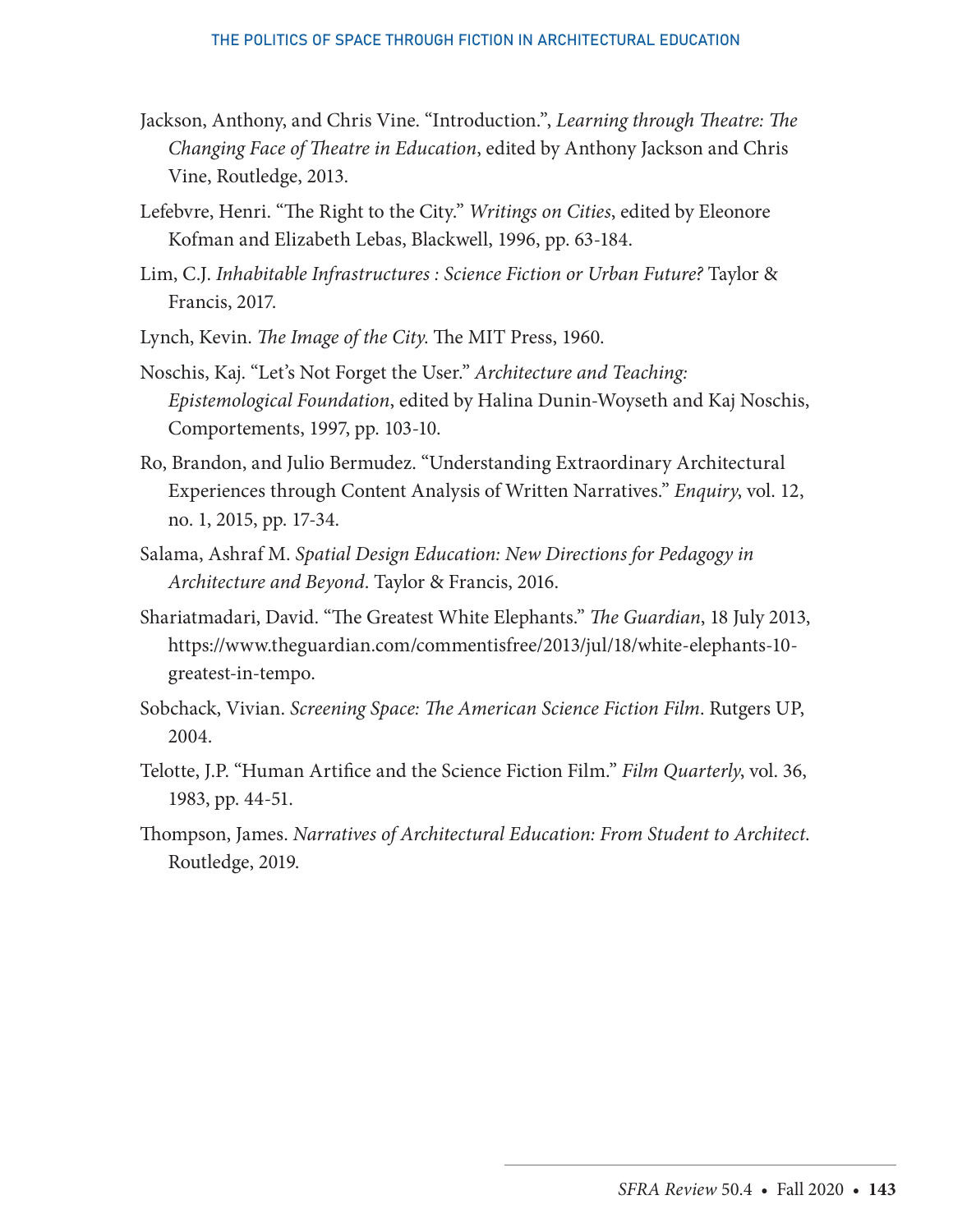Jackson, Anthony, and Chris Vine. "Introduction.", *Learning through Theatre: The Changing Face of Theatre in Education*, edited by Anthony Jackson and Chris Vine, Routledge, 2013.

Lefebvre, Henri. "The Right to the City." *Writings on Cities*, edited by Eleonore Kofman and Elizabeth Lebas, Blackwell, 1996, pp. 63-184.

Lim, C.J. *Inhabitable Infrastructures : Science Fiction or Urban Future?* Taylor & Francis, 2017.

Lynch, Kevin. *The Image of the City*. The MIT Press, 1960.

Noschis, Kaj. "Let's Not Forget the User." *Architecture and Teaching: Epistemological Foundation*, edited by Halina Dunin-Woyseth and Kaj Noschis, Comportements, 1997, pp. 103-10.

Ro, Brandon, and Julio Bermudez. "Understanding Extraordinary Architectural Experiences through Content Analysis of Written Narratives." *Enquiry*, vol. 12, no. 1, 2015, pp. 17-34.

Salama, Ashraf M. *Spatial Design Education: New Directions for Pedagogy in Architecture and Beyond*. Taylor & Francis, 2016.

Shariatmadari, David. "The Greatest White Elephants." *The Guardian*, 18 July 2013, https://www.theguardian.com/commentisfree/2013/jul/18/white-elephants-10-greatest-in-tempo.

Sobchack, Vivian. *Screening Space: The American Science Fiction Film*. Rutgers UP, 2004.

Telotte, J.P. "Human Artifice and the Science Fiction Film." *Film Quarterly*, vol. 36, 1983, pp. 44-51.

Thompson, James. *Narratives of Architectural Education: From Student to Architect*. Routledge, 2019.